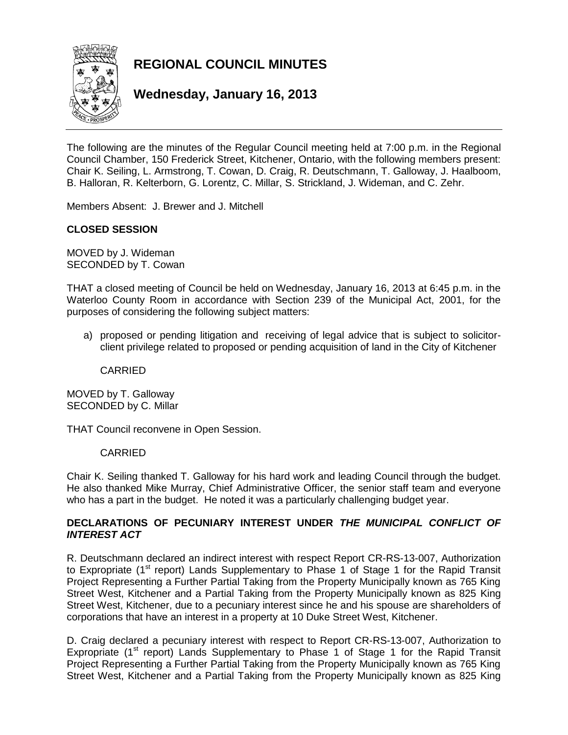# REGIONAL COUNCIL MINUTES

## Wednesday, January 16, 2013

The following are the minutes of the Regular Council meeting held at 7:00 p.m. in the Regional Council Chamber, 150 Frederick Street, Kitchener, Ontario, with the following members present: Chair K. Seiling, L. Armstrong, T. Cowan, D. Craig, R. Deutschmann, T. Galloway, J. Haalboom, B. Halloran, R. Kelterborn, G. Lorentz, C. Millar, S. Strickland, J. Wideman, and C. Zehr.

Members Absent: J. Brewer and J. Mitchell

**CLOSED SESSION**

MOVED by J. Wideman
SECONDED by T. Cowan

THAT a closed meeting of Council be held on Wednesday, January 16, 2013 at 6:45 p.m. in the Waterloo County Room in accordance with Section 239 of the Municipal Act, 2001, for the purposes of considering the following subject matters:

a) proposed or pending litigation and receiving of legal advice that is subject to solicitor-client privilege related to proposed or pending acquisition of land in the City of Kitchener

CARRIED

MOVED by T. Galloway
SECONDED by C. Millar

THAT Council reconvene in Open Session.

CARRIED

Chair K. Seiling thanked T. Galloway for his hard work and leading Council through the budget. He also thanked Mike Murray, Chief Administrative Officer, the senior staff team and everyone who has a part in the budget. He noted it was a particularly challenging budget year.

**DECLARATIONS OF PECUNIARY INTEREST UNDER *THE MUNICIPAL CONFLICT OF INTEREST ACT***

R. Deutschmann declared an indirect interest with respect Report CR-RS-13-007, Authorization to Expropriate (1st report) Lands Supplementary to Phase 1 of Stage 1 for the Rapid Transit Project Representing a Further Partial Taking from the Property Municipally known as 765 King Street West, Kitchener and a Partial Taking from the Property Municipally known as 825 King Street West, Kitchener, due to a pecuniary interest since he and his spouse are shareholders of corporations that have an interest in a property at 10 Duke Street West, Kitchener.

D. Craig declared a pecuniary interest with respect to Report CR-RS-13-007, Authorization to Expropriate (1st report) Lands Supplementary to Phase 1 of Stage 1 for the Rapid Transit Project Representing a Further Partial Taking from the Property Municipally known as 765 King Street West, Kitchener and a Partial Taking from the Property Municipally known as 825 King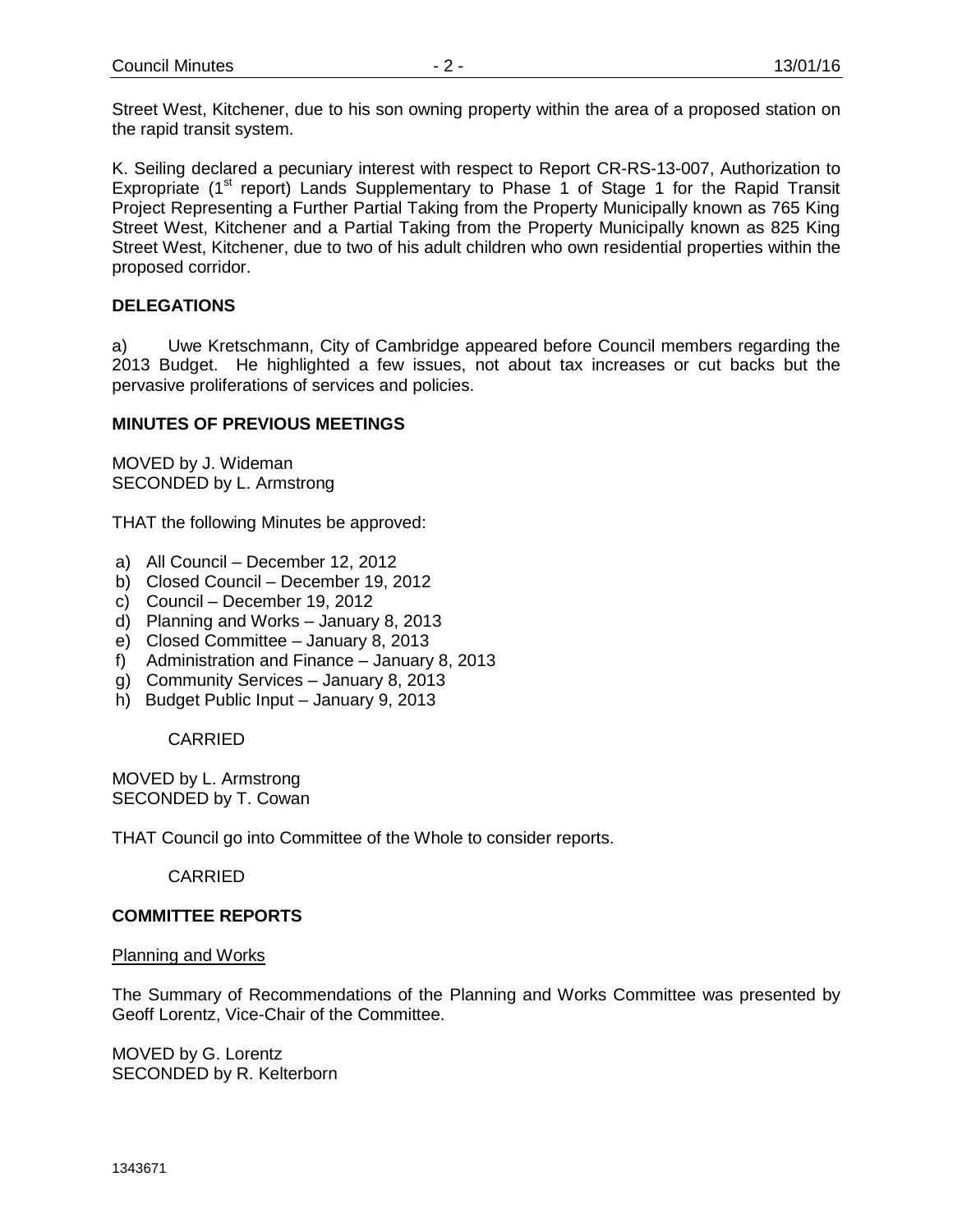Street West, Kitchener, due to his son owning property within the area of a proposed station on the rapid transit system.

K. Seiling declared a pecuniary interest with respect to Report CR-RS-13-007, Authorization to Expropriate (1st report) Lands Supplementary to Phase 1 of Stage 1 for the Rapid Transit Project Representing a Further Partial Taking from the Property Municipally known as 765 King Street West, Kitchener and a Partial Taking from the Property Municipally known as 825 King Street West, Kitchener, due to two of his adult children who own residential properties within the proposed corridor.

**DELEGATIONS**

a) Uwe Kretschmann, City of Cambridge appeared before Council members regarding the 2013 Budget. He highlighted a few issues, not about tax increases or cut backs but the pervasive proliferations of services and policies.

**MINUTES OF PREVIOUS MEETINGS**

MOVED by J. Wideman
SECONDED by L. Armstrong

THAT the following Minutes be approved:

a) All Council – December 12, 2012
b) Closed Council – December 19, 2012
c) Council – December 19, 2012
d) Planning and Works – January 8, 2013
e) Closed Committee – January 8, 2013
f) Administration and Finance – January 8, 2013
g) Community Services – January 8, 2013
h) Budget Public Input – January 9, 2013

CARRIED

MOVED by L. Armstrong
SECONDED by T. Cowan

THAT Council go into Committee of the Whole to consider reports.

CARRIED

**COMMITTEE REPORTS**

Planning and Works

The Summary of Recommendations of the Planning and Works Committee was presented by Geoff Lorentz, Vice-Chair of the Committee.

MOVED by G. Lorentz
SECONDED by R. Kelterborn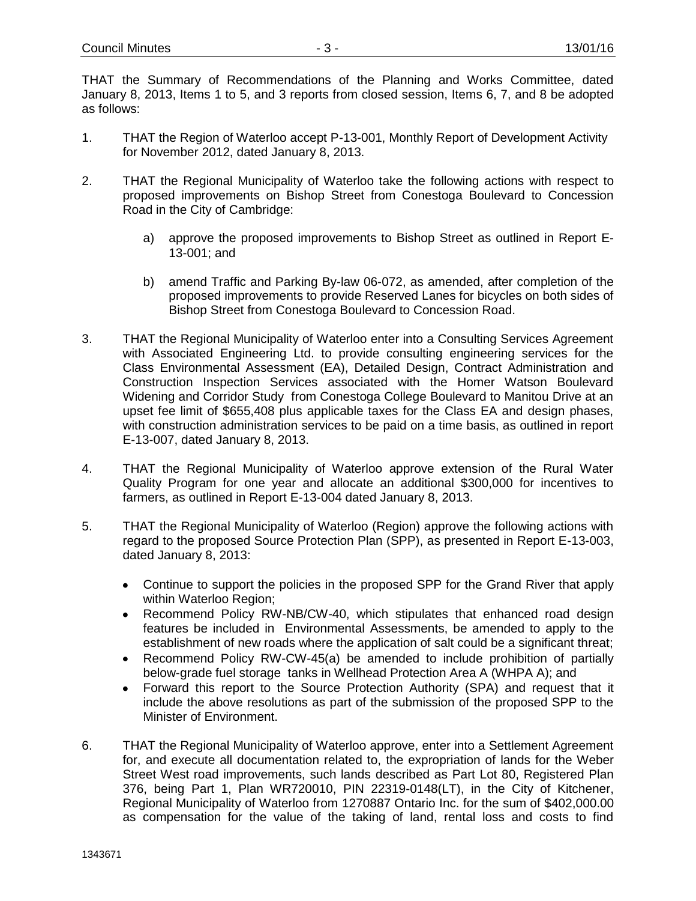THAT the Summary of Recommendations of the Planning and Works Committee, dated January 8, 2013, Items 1 to 5, and 3 reports from closed session, Items 6, 7, and 8 be adopted as follows:

1. THAT the Region of Waterloo accept P-13-001, Monthly Report of Development Activity for November 2012, dated January 8, 2013.

2. THAT the Regional Municipality of Waterloo take the following actions with respect to proposed improvements on Bishop Street from Conestoga Boulevard to Concession Road in the City of Cambridge:

   a) approve the proposed improvements to Bishop Street as outlined in Report E-13-001; and

   b) amend Traffic and Parking By-law 06-072, as amended, after completion of the proposed improvements to provide Reserved Lanes for bicycles on both sides of Bishop Street from Conestoga Boulevard to Concession Road.

3. THAT the Regional Municipality of Waterloo enter into a Consulting Services Agreement with Associated Engineering Ltd. to provide consulting engineering services for the Class Environmental Assessment (EA), Detailed Design, Contract Administration and Construction Inspection Services associated with the Homer Watson Boulevard Widening and Corridor Study from Conestoga College Boulevard to Manitou Drive at an upset fee limit of $655,408 plus applicable taxes for the Class EA and design phases, with construction administration services to be paid on a time basis, as outlined in report E-13-007, dated January 8, 2013.

4. THAT the Regional Municipality of Waterloo approve extension of the Rural Water Quality Program for one year and allocate an additional $300,000 for incentives to farmers, as outlined in Report E-13-004 dated January 8, 2013.

5. THAT the Regional Municipality of Waterloo (Region) approve the following actions with regard to the proposed Source Protection Plan (SPP), as presented in Report E-13-003, dated January 8, 2013:

   - Continue to support the policies in the proposed SPP for the Grand River that apply within Waterloo Region;
   - Recommend Policy RW-NB/CW-40, which stipulates that enhanced road design features be included in Environmental Assessments, be amended to apply to the establishment of new roads where the application of salt could be a significant threat;
   - Recommend Policy RW-CW-45(a) be amended to include prohibition of partially below-grade fuel storage tanks in Wellhead Protection Area A (WHPA A); and
   - Forward this report to the Source Protection Authority (SPA) and request that it include the above resolutions as part of the submission of the proposed SPP to the Minister of Environment.

6. THAT the Regional Municipality of Waterloo approve, enter into a Settlement Agreement for, and execute all documentation related to, the expropriation of lands for the Weber Street West road improvements, such lands described as Part Lot 80, Registered Plan 376, being Part 1, Plan WR720010, PIN 22319-0148(LT), in the City of Kitchener, Regional Municipality of Waterloo from 1270887 Ontario Inc. for the sum of $402,000.00 as compensation for the value of the taking of land, rental loss and costs to find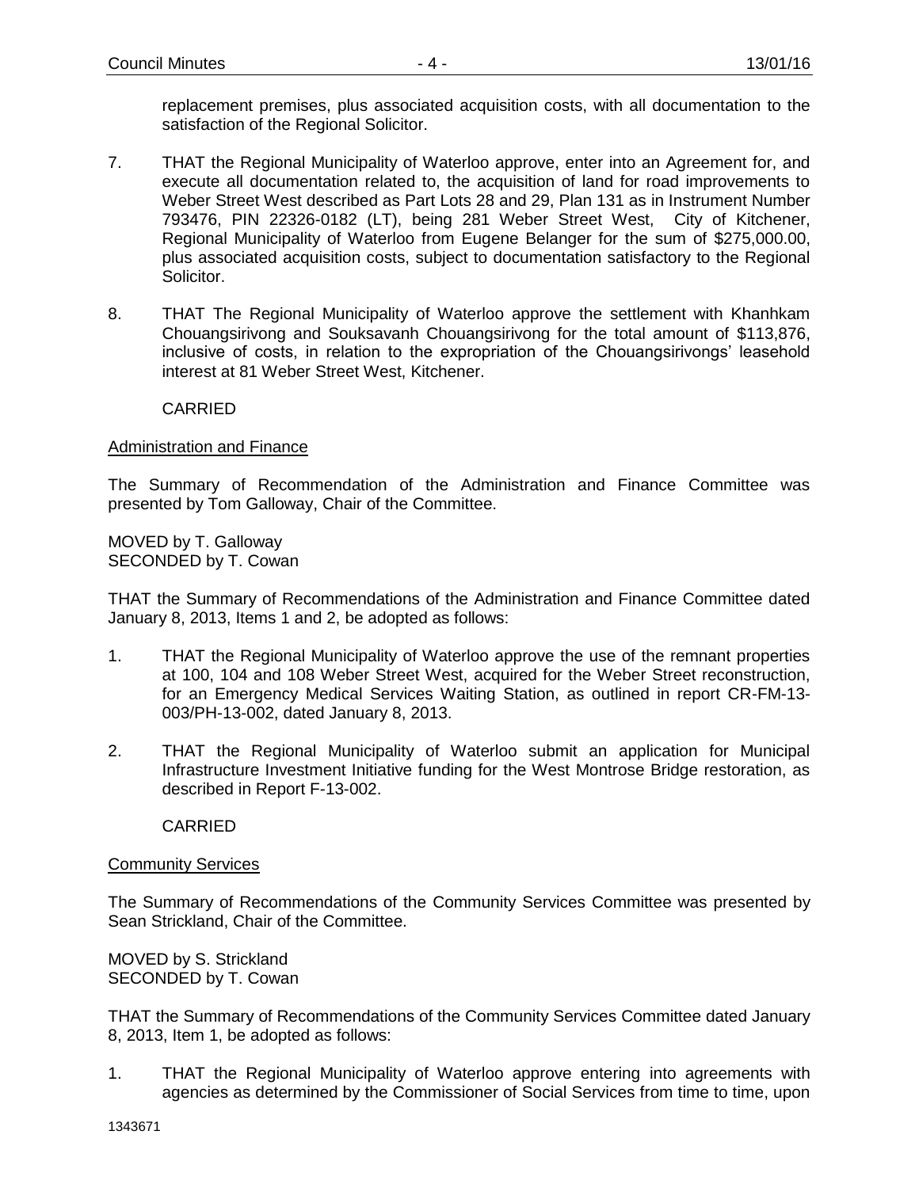replacement premises, plus associated acquisition costs, with all documentation to the satisfaction of the Regional Solicitor.

7. THAT the Regional Municipality of Waterloo approve, enter into an Agreement for, and execute all documentation related to, the acquisition of land for road improvements to Weber Street West described as Part Lots 28 and 29, Plan 131 as in Instrument Number 793476, PIN 22326-0182 (LT), being 281 Weber Street West, City of Kitchener, Regional Municipality of Waterloo from Eugene Belanger for the sum of $275,000.00, plus associated acquisition costs, subject to documentation satisfactory to the Regional Solicitor.

8. THAT The Regional Municipality of Waterloo approve the settlement with Khanhkam Chouangsirivong and Souksavanh Chouangsirivong for the total amount of $113,876, inclusive of costs, in relation to the expropriation of the Chouangsirivongs' leasehold interest at 81 Weber Street West, Kitchener.

CARRIED

Administration and Finance

The Summary of Recommendation of the Administration and Finance Committee was presented by Tom Galloway, Chair of the Committee.

MOVED by T. Galloway
SECONDED by T. Cowan

THAT the Summary of Recommendations of the Administration and Finance Committee dated January 8, 2013, Items 1 and 2, be adopted as follows:

1. THAT the Regional Municipality of Waterloo approve the use of the remnant properties at 100, 104 and 108 Weber Street West, acquired for the Weber Street reconstruction, for an Emergency Medical Services Waiting Station, as outlined in report CR-FM-13-003/PH-13-002, dated January 8, 2013.

2. THAT the Regional Municipality of Waterloo submit an application for Municipal Infrastructure Investment Initiative funding for the West Montrose Bridge restoration, as described in Report F-13-002.

CARRIED

Community Services

The Summary of Recommendations of the Community Services Committee was presented by Sean Strickland, Chair of the Committee.

MOVED by S. Strickland
SECONDED by T. Cowan

THAT the Summary of Recommendations of the Community Services Committee dated January 8, 2013, Item 1, be adopted as follows:

1. THAT the Regional Municipality of Waterloo approve entering into agreements with agencies as determined by the Commissioner of Social Services from time to time, upon

1343671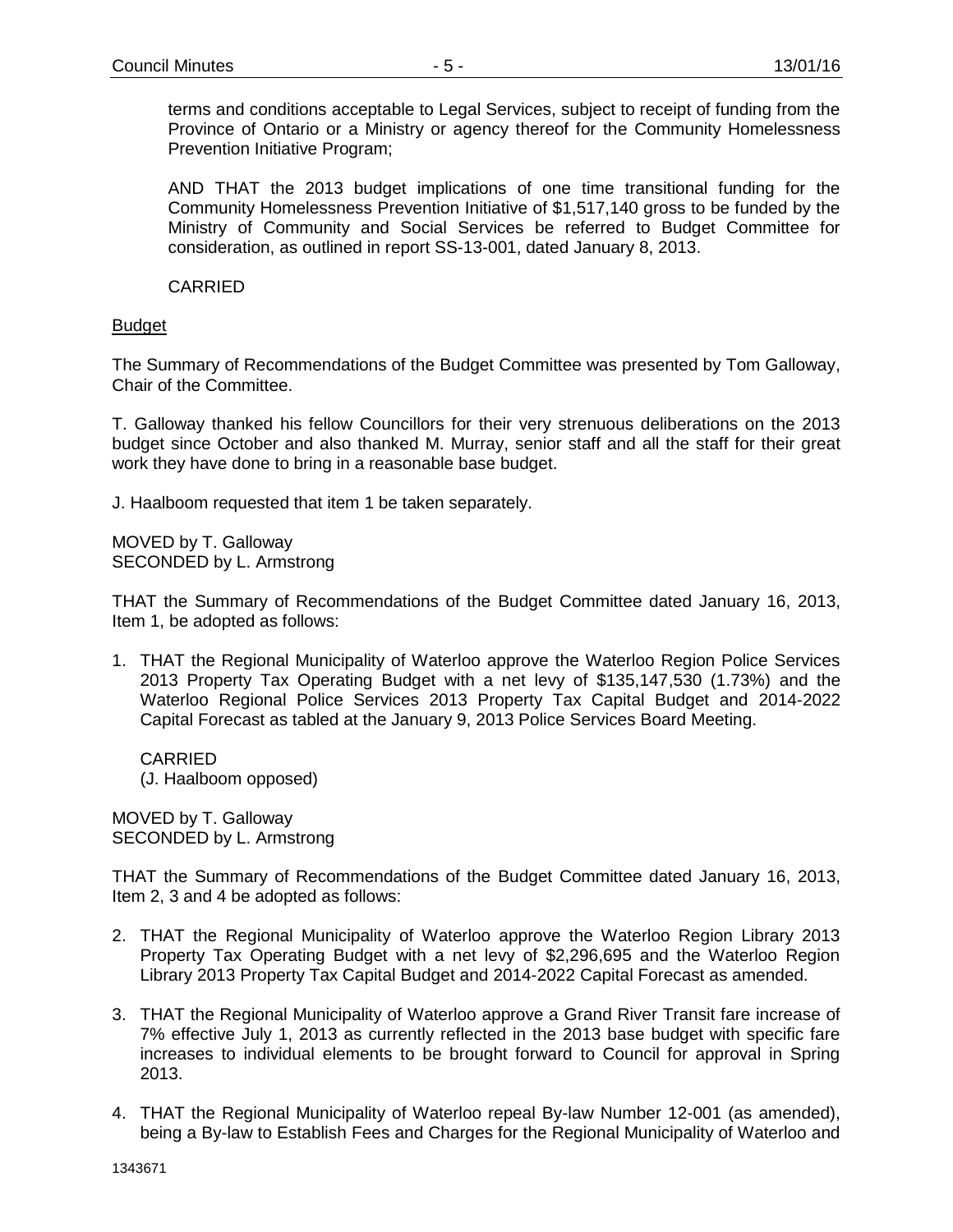terms and conditions acceptable to Legal Services, subject to receipt of funding from the Province of Ontario or a Ministry or agency thereof for the Community Homelessness Prevention Initiative Program;

AND THAT the 2013 budget implications of one time transitional funding for the Community Homelessness Prevention Initiative of $1,517,140 gross to be funded by the Ministry of Community and Social Services be referred to Budget Committee for consideration, as outlined in report SS-13-001, dated January 8, 2013.

CARRIED

Budget

The Summary of Recommendations of the Budget Committee was presented by Tom Galloway, Chair of the Committee.

T. Galloway thanked his fellow Councillors for their very strenuous deliberations on the 2013 budget since October and also thanked M. Murray, senior staff and all the staff for their great work they have done to bring in a reasonable base budget.

J. Haalboom requested that item 1 be taken separately.

MOVED by T. Galloway
SECONDED by L. Armstrong

THAT the Summary of Recommendations of the Budget Committee dated January 16, 2013, Item 1, be adopted as follows:

1. THAT the Regional Municipality of Waterloo approve the Waterloo Region Police Services 2013 Property Tax Operating Budget with a net levy of $135,147,530 (1.73%) and the Waterloo Regional Police Services 2013 Property Tax Capital Budget and 2014-2022 Capital Forecast as tabled at the January 9, 2013 Police Services Board Meeting.

   CARRIED
   (J. Haalboom opposed)

MOVED by T. Galloway
SECONDED by L. Armstrong

THAT the Summary of Recommendations of the Budget Committee dated January 16, 2013, Item 2, 3 and 4 be adopted as follows:

2. THAT the Regional Municipality of Waterloo approve the Waterloo Region Library 2013 Property Tax Operating Budget with a net levy of $2,296,695 and the Waterloo Region Library 2013 Property Tax Capital Budget and 2014-2022 Capital Forecast as amended.

3. THAT the Regional Municipality of Waterloo approve a Grand River Transit fare increase of 7% effective July 1, 2013 as currently reflected in the 2013 base budget with specific fare increases to individual elements to be brought forward to Council for approval in Spring 2013.

4. THAT the Regional Municipality of Waterloo repeal By-law Number 12-001 (as amended), being a By-law to Establish Fees and Charges for the Regional Municipality of Waterloo and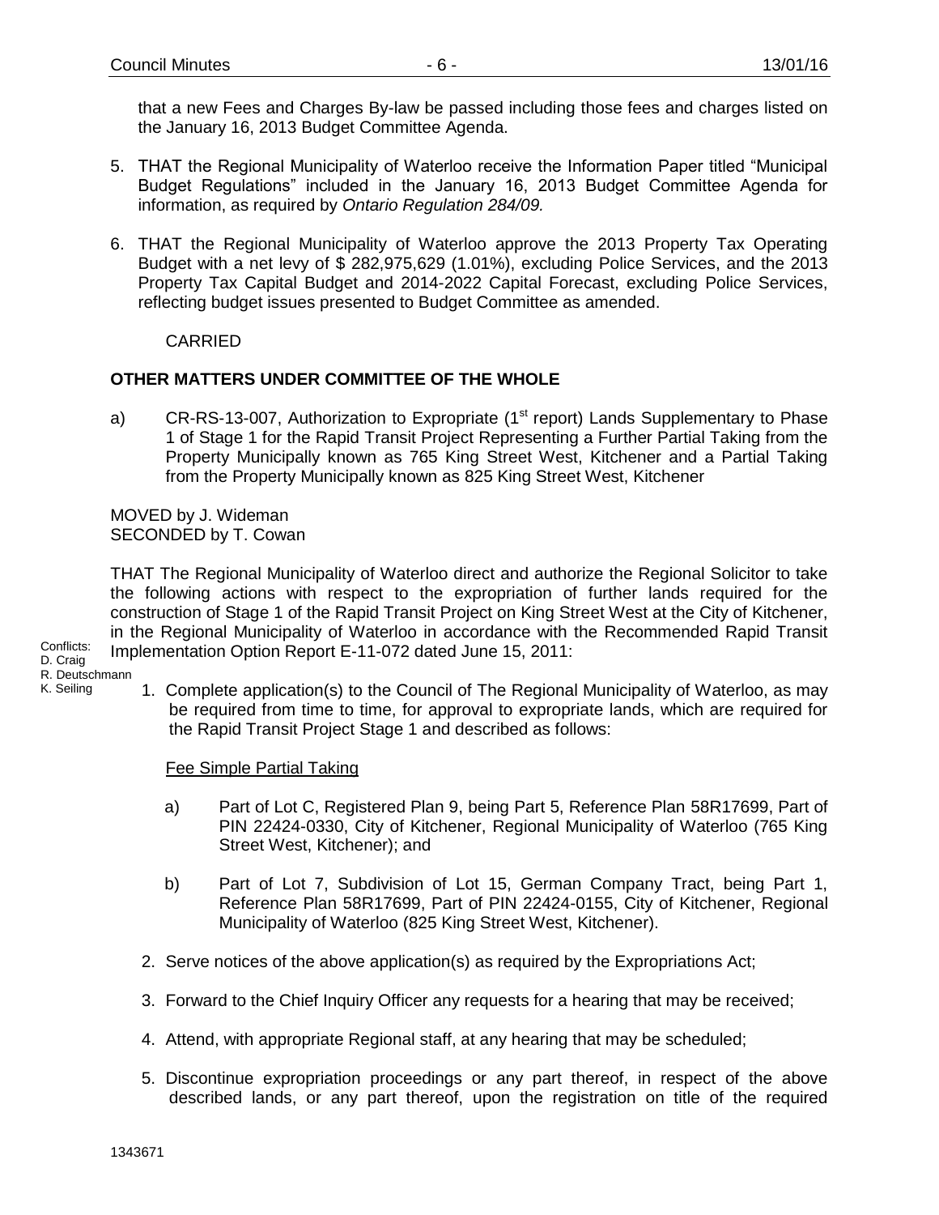that a new Fees and Charges By-law be passed including those fees and charges listed on the January 16, 2013 Budget Committee Agenda.

5. THAT the Regional Municipality of Waterloo receive the Information Paper titled "Municipal Budget Regulations" included in the January 16, 2013 Budget Committee Agenda for information, as required by *Ontario Regulation 284/09.*

6. THAT the Regional Municipality of Waterloo approve the 2013 Property Tax Operating Budget with a net levy of $ 282,975,629 (1.01%), excluding Police Services, and the 2013 Property Tax Capital Budget and 2014-2022 Capital Forecast, excluding Police Services, reflecting budget issues presented to Budget Committee as amended.

CARRIED

**OTHER MATTERS UNDER COMMITTEE OF THE WHOLE**

a) CR-RS-13-007, Authorization to Expropriate (1st report) Lands Supplementary to Phase 1 of Stage 1 for the Rapid Transit Project Representing a Further Partial Taking from the Property Municipally known as 765 King Street West, Kitchener and a Partial Taking from the Property Municipally known as 825 King Street West, Kitchener

MOVED by J. Wideman
SECONDED by T. Cowan

Conflicts:
D. Craig
R. Deutschmann
K. Seiling

THAT The Regional Municipality of Waterloo direct and authorize the Regional Solicitor to take the following actions with respect to the expropriation of further lands required for the construction of Stage 1 of the Rapid Transit Project on King Street West at the City of Kitchener, in the Regional Municipality of Waterloo in accordance with the Recommended Rapid Transit Implementation Option Report E-11-072 dated June 15, 2011:

1. Complete application(s) to the Council of The Regional Municipality of Waterloo, as may be required from time to time, for approval to expropriate lands, which are required for the Rapid Transit Project Stage 1 and described as follows:

   Fee Simple Partial Taking

   a) Part of Lot C, Registered Plan 9, being Part 5, Reference Plan 58R17699, Part of PIN 22424-0330, City of Kitchener, Regional Municipality of Waterloo (765 King Street West, Kitchener); and

   b) Part of Lot 7, Subdivision of Lot 15, German Company Tract, being Part 1, Reference Plan 58R17699, Part of PIN 22424-0155, City of Kitchener, Regional Municipality of Waterloo (825 King Street West, Kitchener).

2. Serve notices of the above application(s) as required by the Expropriations Act;

3. Forward to the Chief Inquiry Officer any requests for a hearing that may be received;

4. Attend, with appropriate Regional staff, at any hearing that may be scheduled;

5. Discontinue expropriation proceedings or any part thereof, in respect of the above described lands, or any part thereof, upon the registration on title of the required

1343671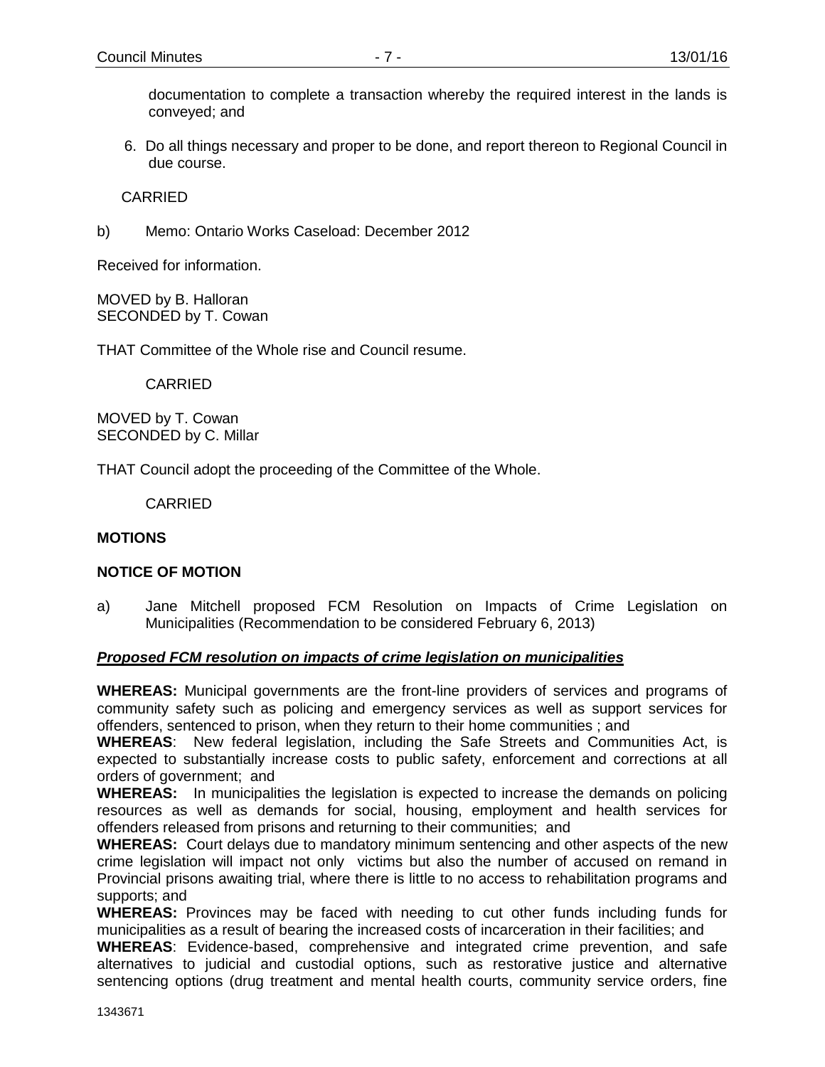documentation to complete a transaction whereby the required interest in the lands is conveyed; and

6. Do all things necessary and proper to be done, and report thereon to Regional Council in due course.

CARRIED

b) Memo: Ontario Works Caseload: December 2012

Received for information.

MOVED by B. Halloran
SECONDED by T. Cowan

THAT Committee of the Whole rise and Council resume.

CARRIED

MOVED by T. Cowan
SECONDED by C. Millar

THAT Council adopt the proceeding of the Committee of the Whole.

CARRIED

**MOTIONS**

**NOTICE OF MOTION**

a) Jane Mitchell proposed FCM Resolution on Impacts of Crime Legislation on Municipalities (Recommendation to be considered February 6, 2013)

***Proposed FCM resolution on impacts of crime legislation on municipalities***

**WHEREAS:** Municipal governments are the front-line providers of services and programs of community safety such as policing and emergency services as well as support services for offenders, sentenced to prison, when they return to their home communities ; and

**WHEREAS**: New federal legislation, including the Safe Streets and Communities Act, is expected to substantially increase costs to public safety, enforcement and corrections at all orders of government; and

**WHEREAS:** In municipalities the legislation is expected to increase the demands on policing resources as well as demands for social, housing, employment and health services for offenders released from prisons and returning to their communities; and

**WHEREAS:** Court delays due to mandatory minimum sentencing and other aspects of the new crime legislation will impact not only victims but also the number of accused on remand in Provincial prisons awaiting trial, where there is little to no access to rehabilitation programs and supports; and

**WHEREAS:** Provinces may be faced with needing to cut other funds including funds for municipalities as a result of bearing the increased costs of incarceration in their facilities; and

**WHEREAS**: Evidence-based, comprehensive and integrated crime prevention, and safe alternatives to judicial and custodial options, such as restorative justice and alternative sentencing options (drug treatment and mental health courts, community service orders, fine

1343671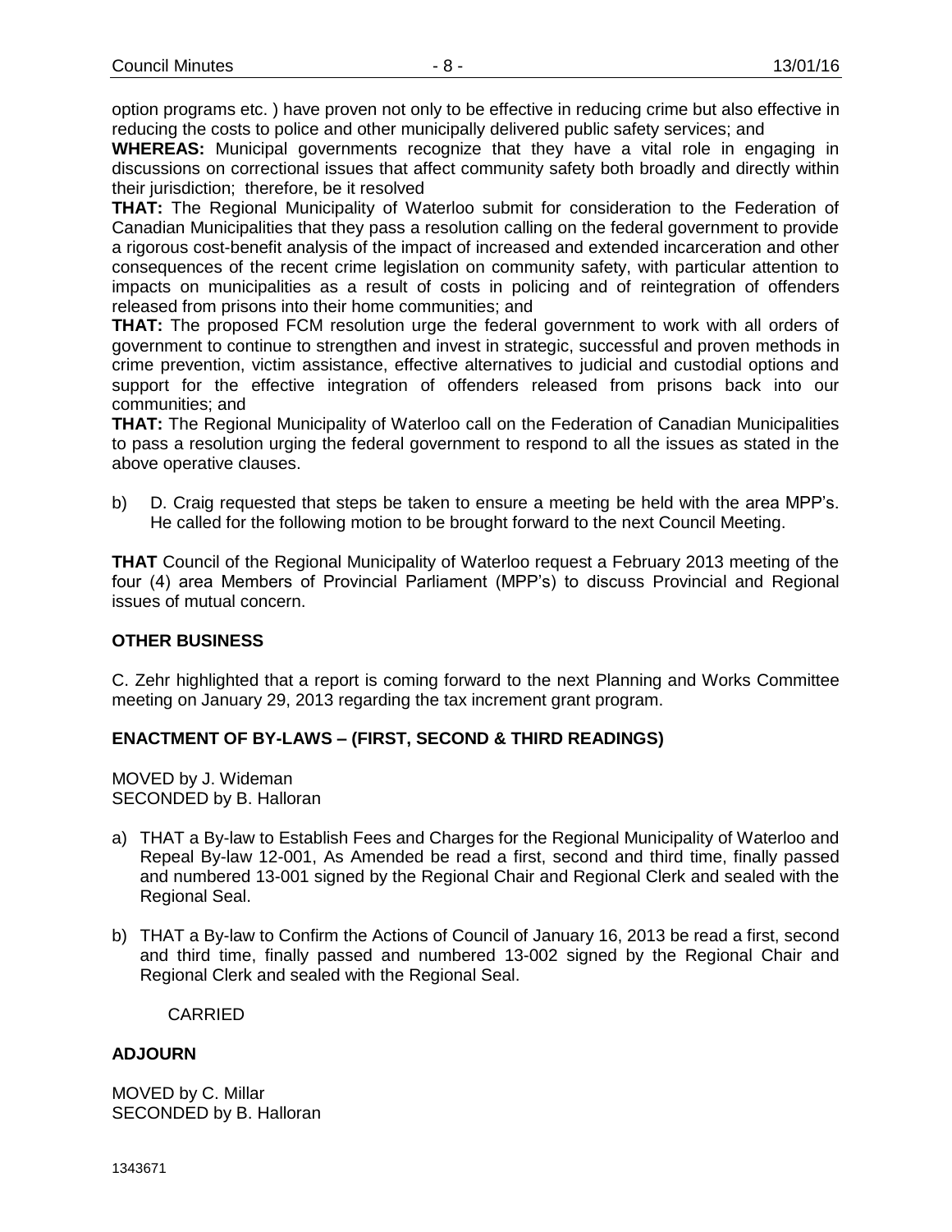option programs etc. ) have proven not only to be effective in reducing crime but also effective in reducing the costs to police and other municipally delivered public safety services; and

**WHEREAS:** Municipal governments recognize that they have a vital role in engaging in discussions on correctional issues that affect community safety both broadly and directly within their jurisdiction; therefore, be it resolved

**THAT:** The Regional Municipality of Waterloo submit for consideration to the Federation of Canadian Municipalities that they pass a resolution calling on the federal government to provide a rigorous cost-benefit analysis of the impact of increased and extended incarceration and other consequences of the recent crime legislation on community safety, with particular attention to impacts on municipalities as a result of costs in policing and of reintegration of offenders released from prisons into their home communities; and

**THAT:** The proposed FCM resolution urge the federal government to work with all orders of government to continue to strengthen and invest in strategic, successful and proven methods in crime prevention, victim assistance, effective alternatives to judicial and custodial options and support for the effective integration of offenders released from prisons back into our communities; and

**THAT:** The Regional Municipality of Waterloo call on the Federation of Canadian Municipalities to pass a resolution urging the federal government to respond to all the issues as stated in the above operative clauses.

b) D. Craig requested that steps be taken to ensure a meeting be held with the area MPP's. He called for the following motion to be brought forward to the next Council Meeting.

**THAT** Council of the Regional Municipality of Waterloo request a February 2013 meeting of the four (4) area Members of Provincial Parliament (MPP's) to discuss Provincial and Regional issues of mutual concern.

## OTHER BUSINESS

C. Zehr highlighted that a report is coming forward to the next Planning and Works Committee meeting on January 29, 2013 regarding the tax increment grant program.

## ENACTMENT OF BY-LAWS – (FIRST, SECOND & THIRD READINGS)

MOVED by J. Wideman
SECONDED by B. Halloran

a) THAT a By-law to Establish Fees and Charges for the Regional Municipality of Waterloo and Repeal By-law 12-001, As Amended be read a first, second and third time, finally passed and numbered 13-001 signed by the Regional Chair and Regional Clerk and sealed with the Regional Seal.

b) THAT a By-law to Confirm the Actions of Council of January 16, 2013 be read a first, second and third time, finally passed and numbered 13-002 signed by the Regional Chair and Regional Clerk and sealed with the Regional Seal.

CARRIED

## ADJOURN

MOVED by C. Millar
SECONDED by B. Halloran

1343671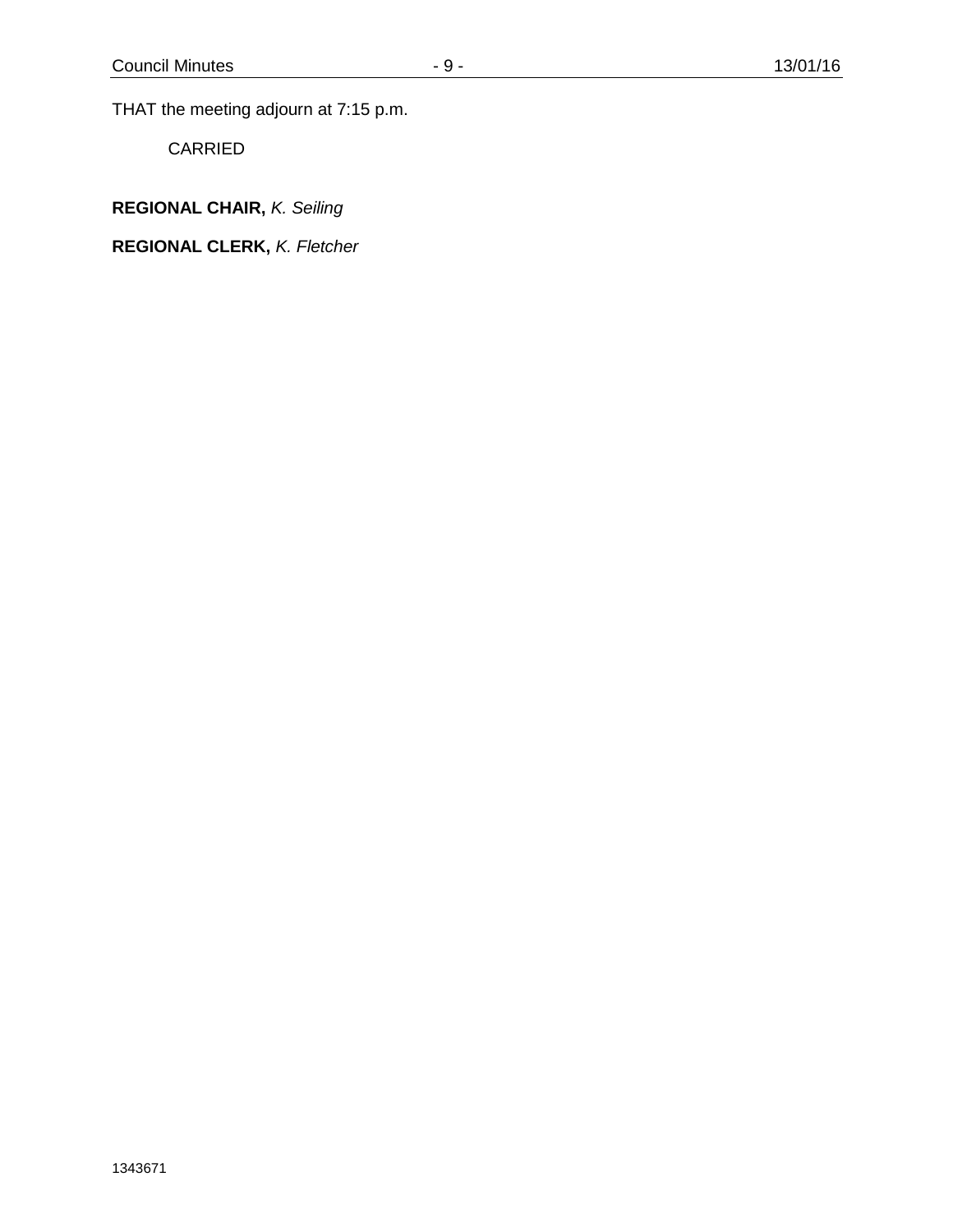THAT the meeting adjourn at 7:15 p.m.

CARRIED

**REGIONAL CHAIR,** *K. Seiling*

**REGIONAL CLERK,** *K. Fletcher*

1343671